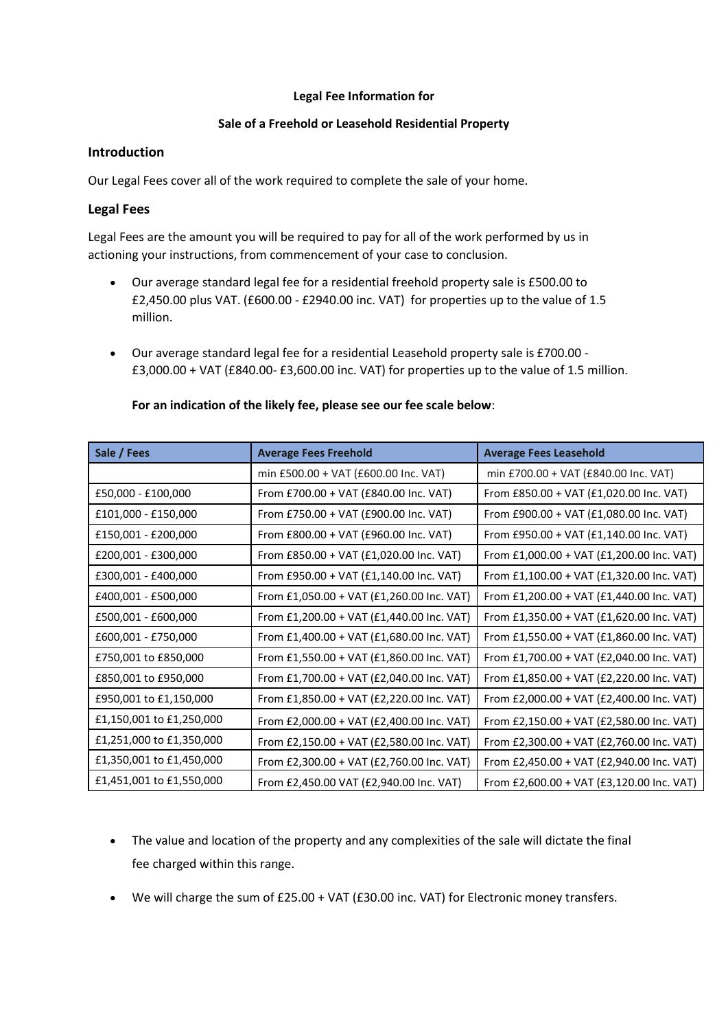**Legal Fee Information for**

**Sale of a Freehold or Leasehold Residential Property**

## Introduction

Our Legal Fees cover all of the work required to complete the sale of your home.

## Legal Fees

Legal Fees are the amount you will be required to pay for all of the work performed by us in actioning your instructions, from commencement of your case to conclusion.

- Our average standard legal fee for a residential freehold property sale is £500.00 to £2,450.00 plus VAT. (£600.00 - £2940.00 inc. VAT) for properties up to the value of 1.5 million.
- Our average standard legal fee for a residential Leasehold property sale is £700.00 - £3,000.00 + VAT (£840.00- £3,600.00 inc. VAT) for properties up to the value of 1.5 million.

**For an indication of the likely fee, please see our fee scale below**:

| Sale / Fees | Average Fees Freehold | Average Fees Leasehold |
|---|---|---|
| | min £500.00 + VAT (£600.00 Inc. VAT) | min £700.00 + VAT (£840.00 Inc. VAT) |
| £50,000 - £100,000 | From £700.00 + VAT (£840.00 Inc. VAT) | From £850.00 + VAT (£1,020.00 Inc. VAT) |
| £101,000 - £150,000 | From £750.00 + VAT (£900.00 Inc. VAT) | From £900.00 + VAT (£1,080.00 Inc. VAT) |
| £150,001 - £200,000 | From £800.00 + VAT (£960.00 Inc. VAT) | From £950.00 + VAT (£1,140.00 Inc. VAT) |
| £200,001 - £300,000 | From £850.00 + VAT (£1,020.00 Inc. VAT) | From £1,000.00 + VAT (£1,200.00 Inc. VAT) |
| £300,001 - £400,000 | From £950.00 + VAT (£1,140.00 Inc. VAT) | From £1,100.00 + VAT (£1,320.00 Inc. VAT) |
| £400,001 - £500,000 | From £1,050.00 + VAT (£1,260.00 Inc. VAT) | From £1,200.00 + VAT (£1,440.00 Inc. VAT) |
| £500,001 - £600,000 | From £1,200.00 + VAT (£1,440.00 Inc. VAT) | From £1,350.00 + VAT (£1,620.00 Inc. VAT) |
| £600,001 - £750,000 | From £1,400.00 + VAT (£1,680.00 Inc. VAT) | From £1,550.00 + VAT (£1,860.00 Inc. VAT) |
| £750,001 to £850,000 | From £1,550.00 + VAT (£1,860.00 Inc. VAT) | From £1,700.00 + VAT (£2,040.00 Inc. VAT) |
| £850,001 to £950,000 | From £1,700.00 + VAT (£2,040.00 Inc. VAT) | From £1,850.00 + VAT (£2,220.00 Inc. VAT) |
| £950,001 to £1,150,000 | From £1,850.00 + VAT (£2,220.00 Inc. VAT) | From £2,000.00 + VAT (£2,400.00 Inc. VAT) |
| £1,150,001 to £1,250,000 | From £2,000.00 + VAT (£2,400.00 Inc. VAT) | From £2,150.00 + VAT (£2,580.00 Inc. VAT) |
| £1,251,000 to £1,350,000 | From £2,150.00 + VAT (£2,580.00 Inc. VAT) | From £2,300.00 + VAT (£2,760.00 Inc. VAT) |
| £1,350,001 to £1,450,000 | From £2,300.00 + VAT (£2,760.00 Inc. VAT) | From £2,450.00 + VAT (£2,940.00 Inc. VAT) |
| £1,451,001 to £1,550,000 | From £2,450.00 VAT (£2,940.00 Inc. VAT) | From £2,600.00 + VAT (£3,120.00 Inc. VAT) |

- The value and location of the property and any complexities of the sale will dictate the final fee charged within this range.
- We will charge the sum of £25.00 + VAT (£30.00 inc. VAT) for Electronic money transfers.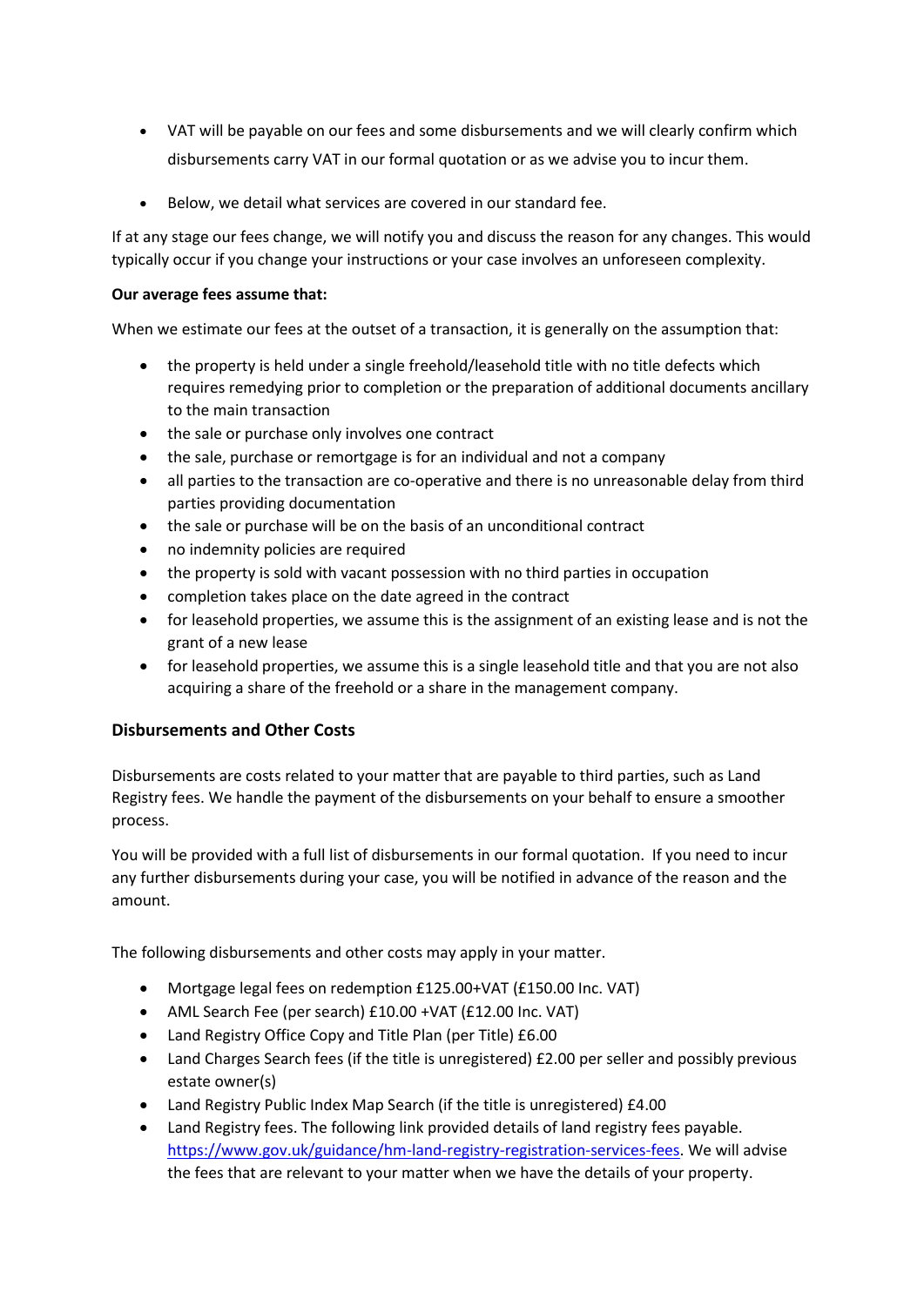- VAT will be payable on our fees and some disbursements and we will clearly confirm which disbursements carry VAT in our formal quotation or as we advise you to incur them.
- Below, we detail what services are covered in our standard fee.

If at any stage our fees change, we will notify you and discuss the reason for any changes. This would typically occur if you change your instructions or your case involves an unforeseen complexity.

**Our average fees assume that:**

When we estimate our fees at the outset of a transaction, it is generally on the assumption that:

- the property is held under a single freehold/leasehold title with no title defects which requires remedying prior to completion or the preparation of additional documents ancillary to the main transaction
- the sale or purchase only involves one contract
- the sale, purchase or remortgage is for an individual and not a company
- all parties to the transaction are co-operative and there is no unreasonable delay from third parties providing documentation
- the sale or purchase will be on the basis of an unconditional contract
- no indemnity policies are required
- the property is sold with vacant possession with no third parties in occupation
- completion takes place on the date agreed in the contract
- for leasehold properties, we assume this is the assignment of an existing lease and is not the grant of a new lease
- for leasehold properties, we assume this is a single leasehold title and that you are not also acquiring a share of the freehold or a share in the management company.

## Disbursements and Other Costs

Disbursements are costs related to your matter that are payable to third parties, such as Land Registry fees. We handle the payment of the disbursements on your behalf to ensure a smoother process.

You will be provided with a full list of disbursements in our formal quotation. If you need to incur any further disbursements during your case, you will be notified in advance of the reason and the amount.

The following disbursements and other costs may apply in your matter.

- Mortgage legal fees on redemption £125.00+VAT (£150.00 Inc. VAT)
- AML Search Fee (per search) £10.00 +VAT (£12.00 Inc. VAT)
- Land Registry Office Copy and Title Plan (per Title) £6.00
- Land Charges Search fees (if the title is unregistered) £2.00 per seller and possibly previous estate owner(s)
- Land Registry Public Index Map Search (if the title is unregistered) £4.00
- Land Registry fees. The following link provided details of land registry fees payable. [https://www.gov.uk/guidance/hm-land-registry-registration-services-fees](https://www.gov.uk/guidance/hm-land-registry-registration-services-fees). We will advise the fees that are relevant to your matter when we have the details of your property.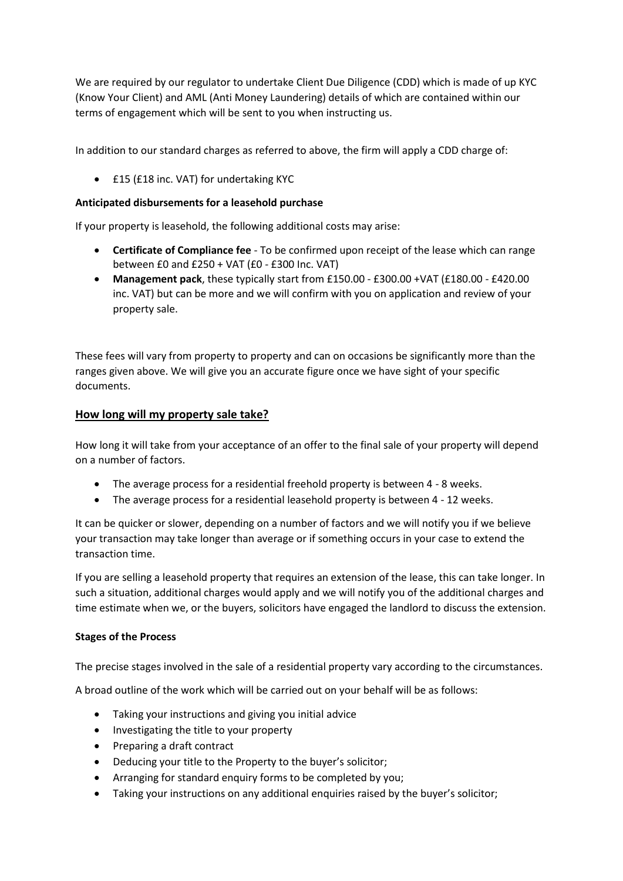We are required by our regulator to undertake Client Due Diligence (CDD) which is made of up KYC (Know Your Client) and AML (Anti Money Laundering) details of which are contained within our terms of engagement which will be sent to you when instructing us.

In addition to our standard charges as referred to above, the firm will apply a CDD charge of:

- £15 (£18 inc. VAT) for undertaking KYC

**Anticipated disbursements for a leasehold purchase**

If your property is leasehold, the following additional costs may arise:

- **Certificate of Compliance fee** - To be confirmed upon receipt of the lease which can range between £0 and £250 + VAT (£0 - £300 Inc. VAT)
- **Management pack**, these typically start from £150.00 - £300.00 +VAT (£180.00 - £420.00 inc. VAT) but can be more and we will confirm with you on application and review of your property sale.

These fees will vary from property to property and can on occasions be significantly more than the ranges given above. We will give you an accurate figure once we have sight of your specific documents.

## How long will my property sale take?

How long it will take from your acceptance of an offer to the final sale of your property will depend on a number of factors.

- The average process for a residential freehold property is between 4 - 8 weeks.
- The average process for a residential leasehold property is between 4 - 12 weeks.

It can be quicker or slower, depending on a number of factors and we will notify you if we believe your transaction may take longer than average or if something occurs in your case to extend the transaction time.

If you are selling a leasehold property that requires an extension of the lease, this can take longer. In such a situation, additional charges would apply and we will notify you of the additional charges and time estimate when we, or the buyers, solicitors have engaged the landlord to discuss the extension.

**Stages of the Process**

The precise stages involved in the sale of a residential property vary according to the circumstances.

A broad outline of the work which will be carried out on your behalf will be as follows:

- Taking your instructions and giving you initial advice
- Investigating the title to your property
- Preparing a draft contract
- Deducing your title to the Property to the buyer's solicitor;
- Arranging for standard enquiry forms to be completed by you;
- Taking your instructions on any additional enquiries raised by the buyer's solicitor;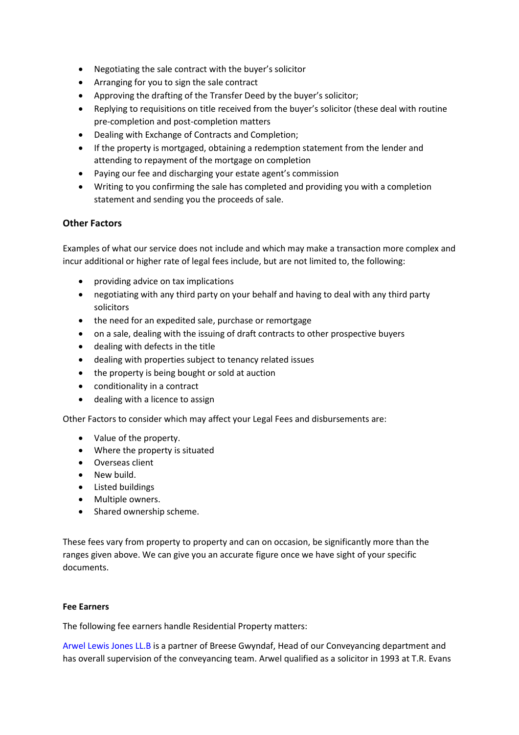- Negotiating the sale contract with the buyer's solicitor
- Arranging for you to sign the sale contract
- Approving the drafting of the Transfer Deed by the buyer's solicitor;
- Replying to requisitions on title received from the buyer's solicitor (these deal with routine pre-completion and post-completion matters
- Dealing with Exchange of Contracts and Completion;
- If the property is mortgaged, obtaining a redemption statement from the lender and attending to repayment of the mortgage on completion
- Paying our fee and discharging your estate agent's commission
- Writing to you confirming the sale has completed and providing you with a completion statement and sending you the proceeds of sale.

### Other Factors

Examples of what our service does not include and which may make a transaction more complex and incur additional or higher rate of legal fees include, but are not limited to, the following:

- providing advice on tax implications
- negotiating with any third party on your behalf and having to deal with any third party solicitors
- the need for an expedited sale, purchase or remortgage
- on a sale, dealing with the issuing of draft contracts to other prospective buyers
- dealing with defects in the title
- dealing with properties subject to tenancy related issues
- the property is being bought or sold at auction
- conditionality in a contract
- dealing with a licence to assign

Other Factors to consider which may affect your Legal Fees and disbursements are:

- Value of the property.
- Where the property is situated
- Overseas client
- New build.
- Listed buildings
- Multiple owners.
- Shared ownership scheme.

These fees vary from property to property and can on occasion, be significantly more than the ranges given above. We can give you an accurate figure once we have sight of your specific documents.

#### Fee Earners

The following fee earners handle Residential Property matters:

Arwel Lewis Jones LL.B is a partner of Breese Gwyndaf, Head of our Conveyancing department and has overall supervision of the conveyancing team. Arwel qualified as a solicitor in 1993 at T.R. Evans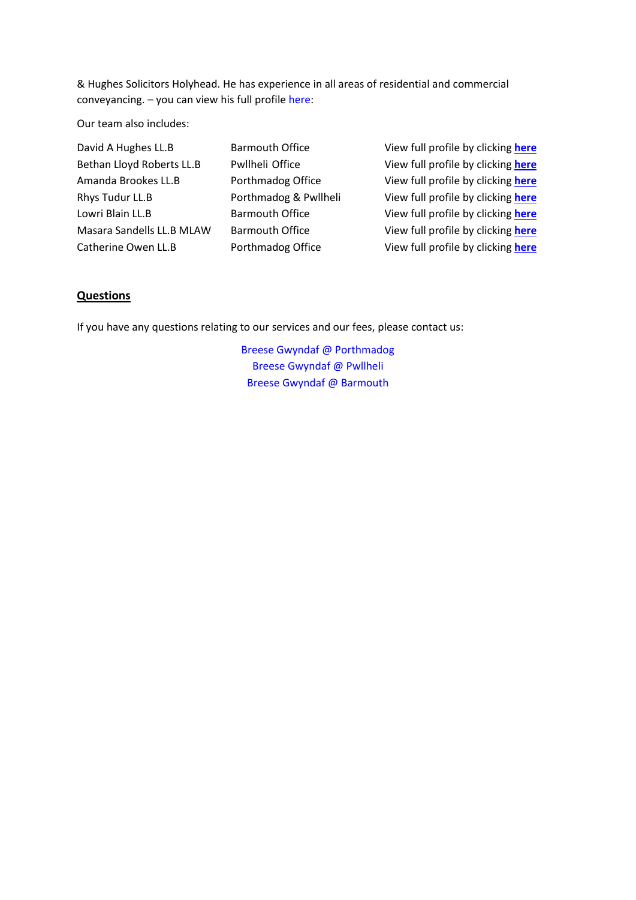& Hughes Solicitors Holyhead. He has experience in all areas of residential and commercial conveyancing. – you can view his full profile here:

Our team also includes:

| | | |
|---|---|---|
| David A Hughes LL.B | Barmouth Office | View full profile by clicking **here** |
| Bethan Lloyd Roberts LL.B | Pwllheli Office | View full profile by clicking **here** |
| Amanda Brookes LL.B | Porthmadog Office | View full profile by clicking **here** |
| Rhys Tudur LL.B | Porthmadog & Pwllheli | View full profile by clicking **here** |
| Lowri Blain LL.B | Barmouth Office | View full profile by clicking **here** |
| Masara Sandells LL.B MLAW | Barmouth Office | View full profile by clicking **here** |
| Catherine Owen LL.B | Porthmadog Office | View full profile by clicking **here** |

## Questions

If you have any questions relating to our services and our fees, please contact us:

Breese Gwyndaf @ Porthmadog
Breese Gwyndaf @ Pwllheli
Breese Gwyndaf @ Barmouth